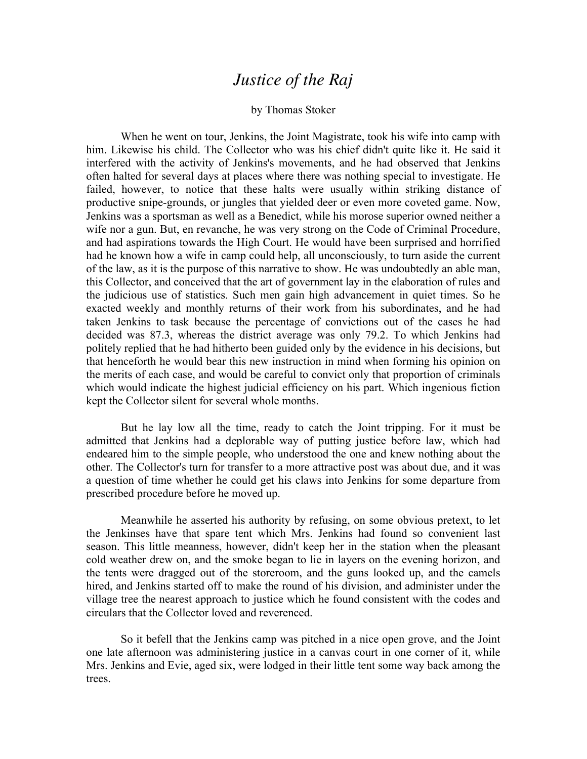# *Justice of the Raj*

by Thomas Stoker

When he went on tour, Jenkins, the Joint Magistrate, took his wife into camp with him. Likewise his child. The Collector who was his chief didn't quite like it. He said it interfered with the activity of Jenkins's movements, and he had observed that Jenkins often halted for several days at places where there was nothing special to investigate. He failed, however, to notice that these halts were usually within striking distance of productive snipe-grounds, or jungles that yielded deer or even more coveted game. Now, Jenkins was a sportsman as well as a Benedict, while his morose superior owned neither a wife nor a gun. But, en revanche, he was very strong on the Code of Criminal Procedure, and had aspirations towards the High Court. He would have been surprised and horrified had he known how a wife in camp could help, all unconsciously, to turn aside the current of the law, as it is the purpose of this narrative to show. He was undoubtedly an able man, this Collector, and conceived that the art of government lay in the elaboration of rules and the judicious use of statistics. Such men gain high advancement in quiet times. So he exacted weekly and monthly returns of their work from his subordinates, and he had taken Jenkins to task because the percentage of convictions out of the cases he had decided was 87.3, whereas the district average was only 79.2. To which Jenkins had politely replied that he had hitherto been guided only by the evidence in his decisions, but that henceforth he would bear this new instruction in mind when forming his opinion on the merits of each case, and would be careful to convict only that proportion of criminals which would indicate the highest judicial efficiency on his part. Which ingenious fiction kept the Collector silent for several whole months.

But he lay low all the time, ready to catch the Joint tripping. For it must be admitted that Jenkins had a deplorable way of putting justice before law, which had endeared him to the simple people, who understood the one and knew nothing about the other. The Collector's turn for transfer to a more attractive post was about due, and it was a question of time whether he could get his claws into Jenkins for some departure from prescribed procedure before he moved up.

Meanwhile he asserted his authority by refusing, on some obvious pretext, to let the Jenkinses have that spare tent which Mrs. Jenkins had found so convenient last season. This little meanness, however, didn't keep her in the station when the pleasant cold weather drew on, and the smoke began to lie in layers on the evening horizon, and the tents were dragged out of the storeroom, and the guns looked up, and the camels hired, and Jenkins started off to make the round of his division, and administer under the village tree the nearest approach to justice which he found consistent with the codes and circulars that the Collector loved and reverenced.

So it befell that the Jenkins camp was pitched in a nice open grove, and the Joint one late afternoon was administering justice in a canvas court in one corner of it, while Mrs. Jenkins and Evie, aged six, were lodged in their little tent some way back among the trees.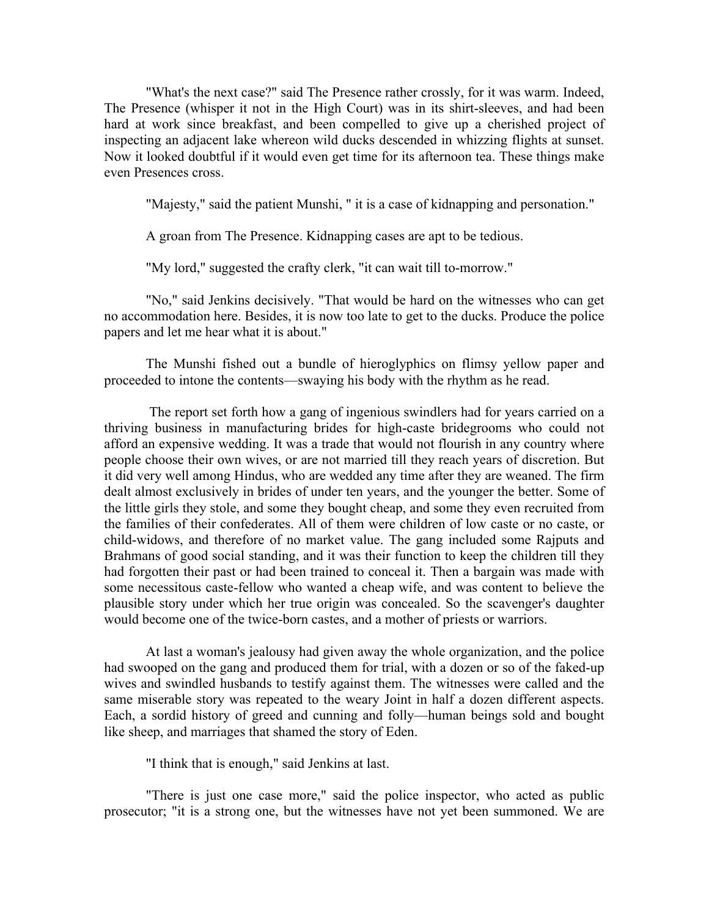"What's the next case?" said The Presence rather crossly, for it was warm. Indeed, The Presence (whisper it not in the High Court) was in its shirt-sleeves, and had been hard at work since breakfast, and been compelled to give up a cherished project of inspecting an adjacent lake whereon wild ducks descended in whizzing flights at sunset. Now it looked doubtful if it would even get time for its afternoon tea. These things make even Presences cross.

"Majesty," said the patient Munshi, " it is a case of kidnapping and personation."

A groan from The Presence. Kidnapping cases are apt to be tedious.

"My lord," suggested the crafty clerk, "it can wait till to-morrow."

"No," said Jenkins decisively. "That would be hard on the witnesses who can get no accommodation here. Besides, it is now too late to get to the ducks. Produce the police papers and let me hear what it is about."

The Munshi fished out a bundle of hieroglyphics on flimsy yellow paper and proceeded to intone the contents—swaying his body with the rhythm as he read.

The report set forth how a gang of ingenious swindlers had for years carried on a thriving business in manufacturing brides for high-caste bridegrooms who could not afford an expensive wedding. It was a trade that would not flourish in any country where people choose their own wives, or are not married till they reach years of discretion. But it did very well among Hindus, who are wedded any time after they are weaned. The firm dealt almost exclusively in brides of under ten years, and the younger the better. Some of the little girls they stole, and some they bought cheap, and some they even recruited from the families of their confederates. All of them were children of low caste or no caste, or child-widows, and therefore of no market value. The gang included some Rajputs and Brahmans of good social standing, and it was their function to keep the children till they had forgotten their past or had been trained to conceal it. Then a bargain was made with some necessitous caste-fellow who wanted a cheap wife, and was content to believe the plausible story under which her true origin was concealed. So the scavenger's daughter would become one of the twice-born castes, and a mother of priests or warriors.

At last a woman's jealousy had given away the whole organization, and the police had swooped on the gang and produced them for trial, with a dozen or so of the faked-up wives and swindled husbands to testify against them. The witnesses were called and the same miserable story was repeated to the weary Joint in half a dozen different aspects. Each, a sordid history of greed and cunning and folly—human beings sold and bought like sheep, and marriages that shamed the story of Eden.

"I think that is enough," said Jenkins at last.

"There is just one case more," said the police inspector, who acted as public prosecutor; "it is a strong one, but the witnesses have not yet been summoned. We are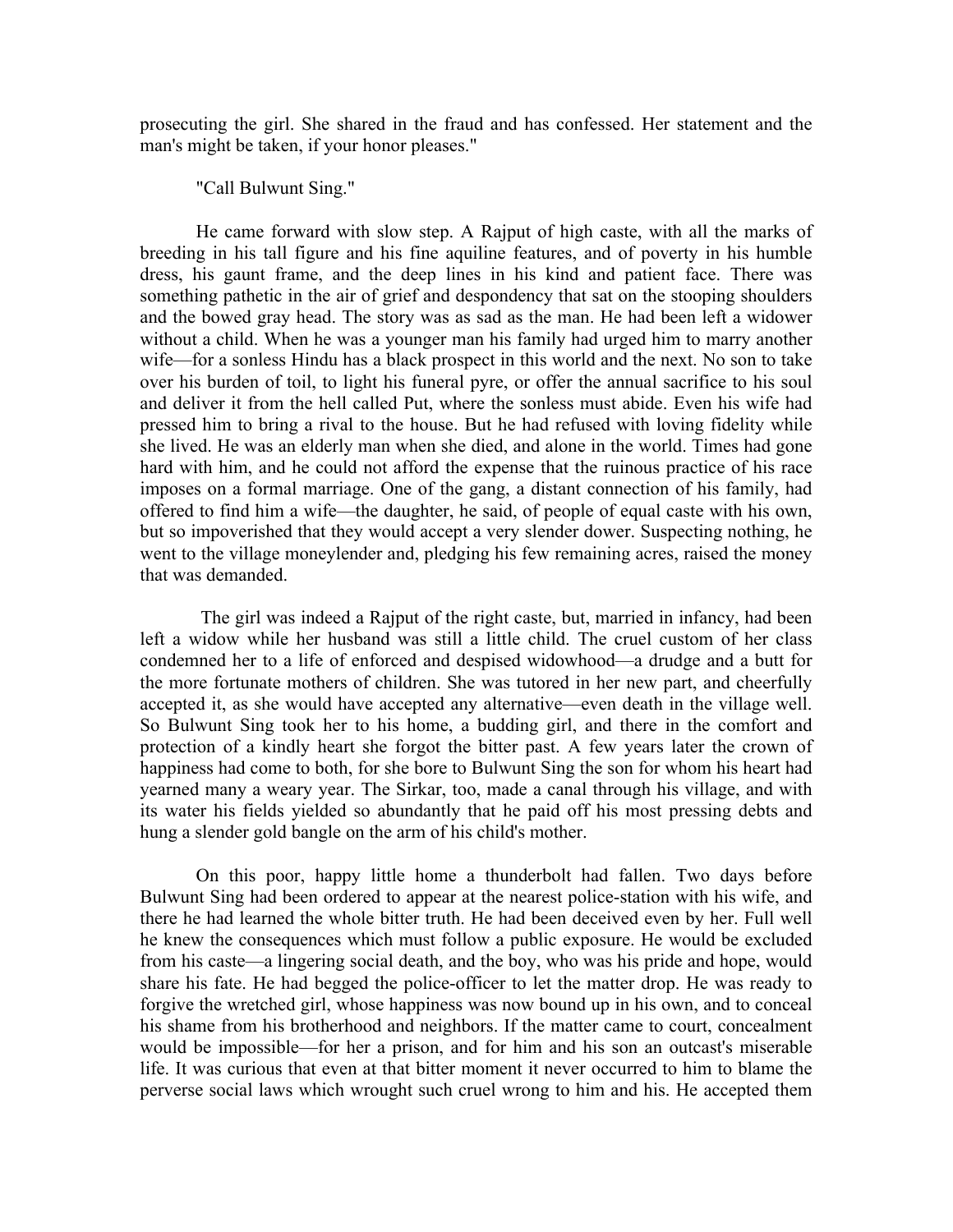prosecuting the girl. She shared in the fraud and has confessed. Her statement and the man's might be taken, if your honor pleases."

"Call Bulwunt Sing."

He came forward with slow step. A Rajput of high caste, with all the marks of breeding in his tall figure and his fine aquiline features, and of poverty in his humble dress, his gaunt frame, and the deep lines in his kind and patient face. There was something pathetic in the air of grief and despondency that sat on the stooping shoulders and the bowed gray head. The story was as sad as the man. He had been left a widower without a child. When he was a younger man his family had urged him to marry another wife—for a sonless Hindu has a black prospect in this world and the next. No son to take over his burden of toil, to light his funeral pyre, or offer the annual sacrifice to his soul and deliver it from the hell called Put, where the sonless must abide. Even his wife had pressed him to bring a rival to the house. But he had refused with loving fidelity while she lived. He was an elderly man when she died, and alone in the world. Times had gone hard with him, and he could not afford the expense that the ruinous practice of his race imposes on a formal marriage. One of the gang, a distant connection of his family, had offered to find him a wife—the daughter, he said, of people of equal caste with his own, but so impoverished that they would accept a very slender dower. Suspecting nothing, he went to the village moneylender and, pledging his few remaining acres, raised the money that was demanded.

The girl was indeed a Rajput of the right caste, but, married in infancy, had been left a widow while her husband was still a little child. The cruel custom of her class condemned her to a life of enforced and despised widowhood—a drudge and a butt for the more fortunate mothers of children. She was tutored in her new part, and cheerfully accepted it, as she would have accepted any alternative—even death in the village well. So Bulwunt Sing took her to his home, a budding girl, and there in the comfort and protection of a kindly heart she forgot the bitter past. A few years later the crown of happiness had come to both, for she bore to Bulwunt Sing the son for whom his heart had yearned many a weary year. The Sirkar, too, made a canal through his village, and with its water his fields yielded so abundantly that he paid off his most pressing debts and hung a slender gold bangle on the arm of his child's mother.

On this poor, happy little home a thunderbolt had fallen. Two days before Bulwunt Sing had been ordered to appear at the nearest police-station with his wife, and there he had learned the whole bitter truth. He had been deceived even by her. Full well he knew the consequences which must follow a public exposure. He would be excluded from his caste—a lingering social death, and the boy, who was his pride and hope, would share his fate. He had begged the police-officer to let the matter drop. He was ready to forgive the wretched girl, whose happiness was now bound up in his own, and to conceal his shame from his brotherhood and neighbors. If the matter came to court, concealment would be impossible—for her a prison, and for him and his son an outcast's miserable life. It was curious that even at that bitter moment it never occurred to him to blame the perverse social laws which wrought such cruel wrong to him and his. He accepted them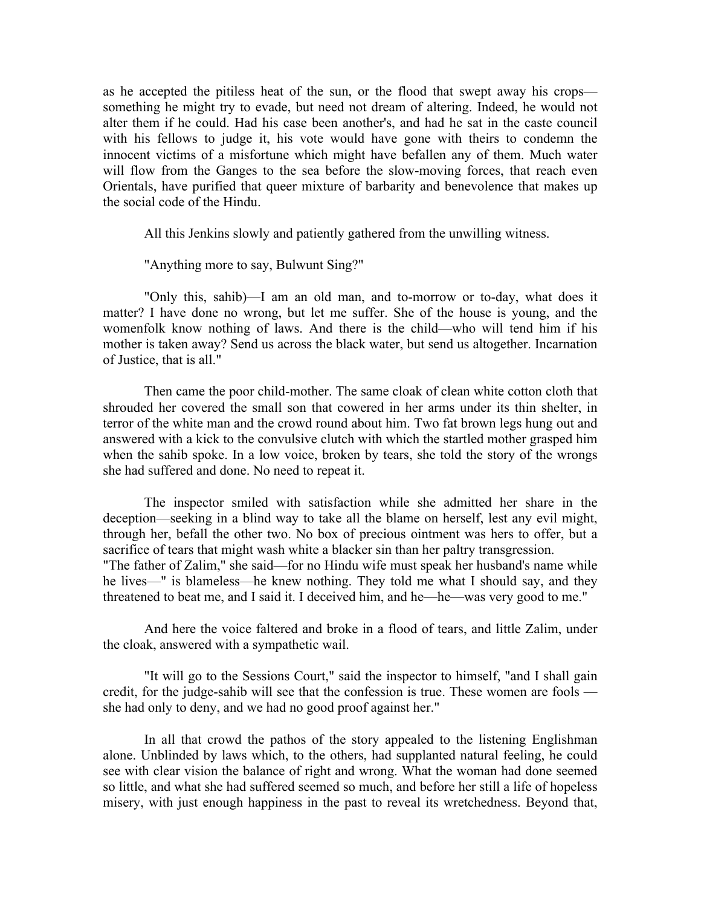as he accepted the pitiless heat of the sun, or the flood that swept away his crops—something he might try to evade, but need not dream of altering. Indeed, he would not alter them if he could. Had his case been another's, and had he sat in the caste council with his fellows to judge it, his vote would have gone with theirs to condemn the innocent victims of a misfortune which might have befallen any of them. Much water will flow from the Ganges to the sea before the slow-moving forces, that reach even Orientals, have purified that queer mixture of barbarity and benevolence that makes up the social code of the Hindu.

All this Jenkins slowly and patiently gathered from the unwilling witness.

"Anything more to say, Bulwunt Sing?"

"Only this, sahib)—I am an old man, and to-morrow or to-day, what does it matter? I have done no wrong, but let me suffer. She of the house is young, and the womenfolk know nothing of laws. And there is the child—who will tend him if his mother is taken away? Send us across the black water, but send us altogether. Incarnation of Justice, that is all."

Then came the poor child-mother. The same cloak of clean white cotton cloth that shrouded her covered the small son that cowered in her arms under its thin shelter, in terror of the white man and the crowd round about him. Two fat brown legs hung out and answered with a kick to the convulsive clutch with which the startled mother grasped him when the sahib spoke. In a low voice, broken by tears, she told the story of the wrongs she had suffered and done. No need to repeat it.

The inspector smiled with satisfaction while she admitted her share in the deception—seeking in a blind way to take all the blame on herself, lest any evil might, through her, befall the other two. No box of precious ointment was hers to offer, but a sacrifice of tears that might wash white a blacker sin than her paltry transgression.
"The father of Zalim," she said—for no Hindu wife must speak her husband's name while he lives—" is blameless—he knew nothing. They told me what I should say, and they threatened to beat me, and I said it. I deceived him, and he—he—was very good to me."

And here the voice faltered and broke in a flood of tears, and little Zalim, under the cloak, answered with a sympathetic wail.

"It will go to the Sessions Court," said the inspector to himself, "and I shall gain credit, for the judge-sahib will see that the confession is true. These women are fools — she had only to deny, and we had no good proof against her."

In all that crowd the pathos of the story appealed to the listening Englishman alone. Unblinded by laws which, to the others, had supplanted natural feeling, he could see with clear vision the balance of right and wrong. What the woman had done seemed so little, and what she had suffered seemed so much, and before her still a life of hopeless misery, with just enough happiness in the past to reveal its wretchedness. Beyond that,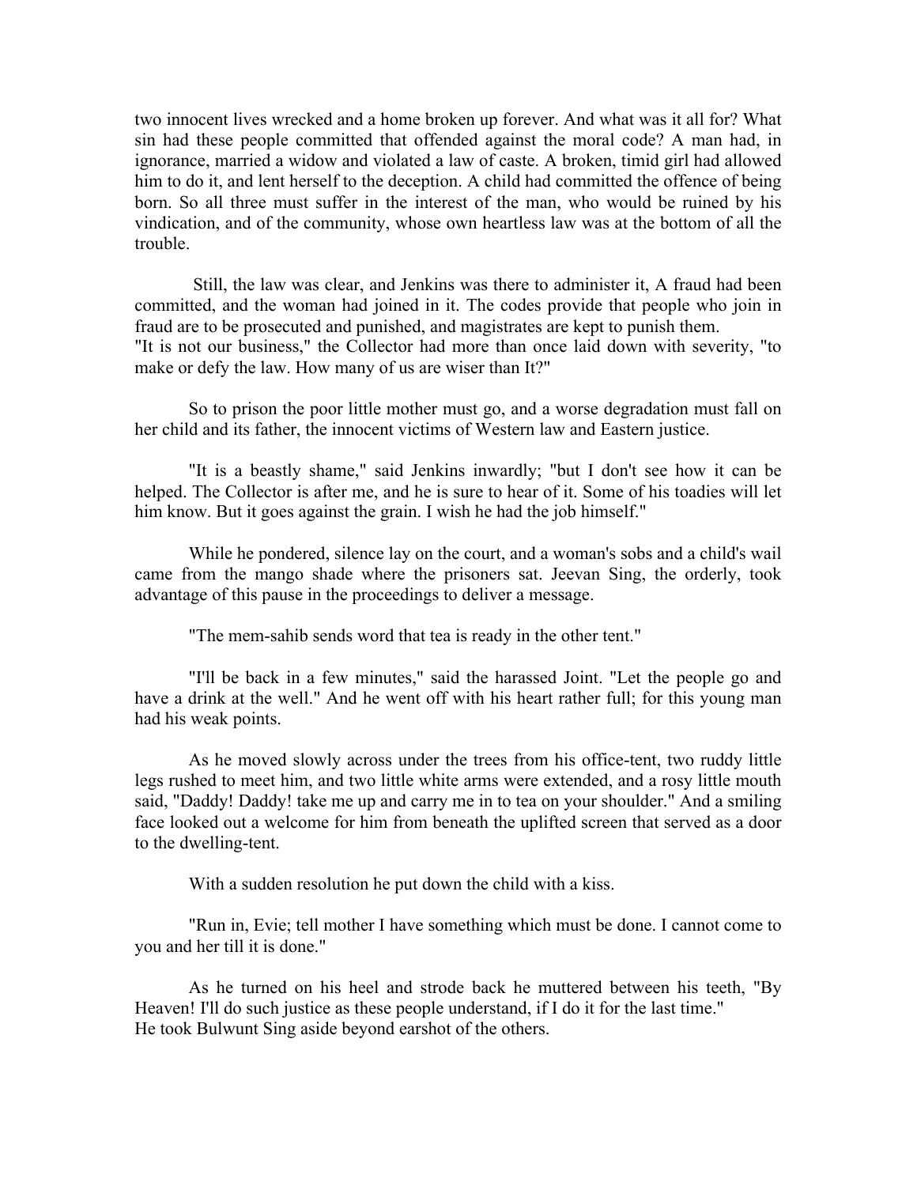two innocent lives wrecked and a home broken up forever. And what was it all for? What sin had these people committed that offended against the moral code? A man had, in ignorance, married a widow and violated a law of caste. A broken, timid girl had allowed him to do it, and lent herself to the deception. A child had committed the offence of being born. So all three must suffer in the interest of the man, who would be ruined by his vindication, and of the community, whose own heartless law was at the bottom of all the trouble.

Still, the law was clear, and Jenkins was there to administer it, A fraud had been committed, and the woman had joined in it. The codes provide that people who join in fraud are to be prosecuted and punished, and magistrates are kept to punish them.

"It is not our business," the Collector had more than once laid down with severity, "to make or defy the law. How many of us are wiser than It?"

So to prison the poor little mother must go, and a worse degradation must fall on her child and its father, the innocent victims of Western law and Eastern justice.

"It is a beastly shame," said Jenkins inwardly; "but I don't see how it can be helped. The Collector is after me, and he is sure to hear of it. Some of his toadies will let him know. But it goes against the grain. I wish he had the job himself."

While he pondered, silence lay on the court, and a woman's sobs and a child's wail came from the mango shade where the prisoners sat. Jeevan Sing, the orderly, took advantage of this pause in the proceedings to deliver a message.

"The mem-sahib sends word that tea is ready in the other tent."

"I'll be back in a few minutes," said the harassed Joint. "Let the people go and have a drink at the well." And he went off with his heart rather full; for this young man had his weak points.

As he moved slowly across under the trees from his office-tent, two ruddy little legs rushed to meet him, and two little white arms were extended, and a rosy little mouth said, "Daddy! Daddy! take me up and carry me in to tea on your shoulder." And a smiling face looked out a welcome for him from beneath the uplifted screen that served as a door to the dwelling-tent.

With a sudden resolution he put down the child with a kiss.

"Run in, Evie; tell mother I have something which must be done. I cannot come to you and her till it is done."

As he turned on his heel and strode back he muttered between his teeth, "By Heaven! I'll do such justice as these people understand, if I do it for the last time."

He took Bulwunt Sing aside beyond earshot of the others.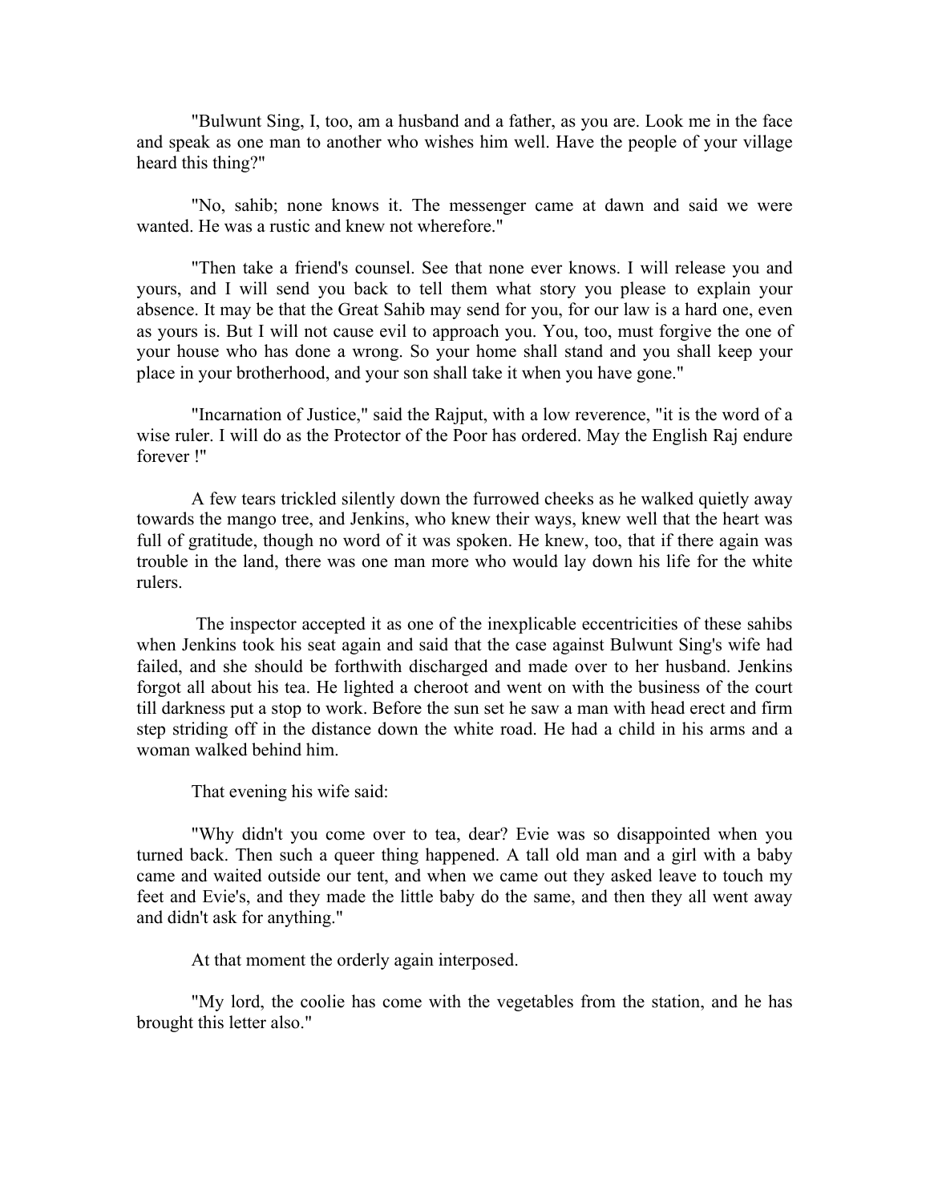"Bulwunt Sing, I, too, am a husband and a father, as you are. Look me in the face and speak as one man to another who wishes him well. Have the people of your village heard this thing?"

"No, sahib; none knows it. The messenger came at dawn and said we were wanted. He was a rustic and knew not wherefore."

"Then take a friend's counsel. See that none ever knows. I will release you and yours, and I will send you back to tell them what story you please to explain your absence. It may be that the Great Sahib may send for you, for our law is a hard one, even as yours is. But I will not cause evil to approach you. You, too, must forgive the one of your house who has done a wrong. So your home shall stand and you shall keep your place in your brotherhood, and your son shall take it when you have gone."

"Incarnation of Justice," said the Rajput, with a low reverence, "it is the word of a wise ruler. I will do as the Protector of the Poor has ordered. May the English Raj endure forever !"

A few tears trickled silently down the furrowed cheeks as he walked quietly away towards the mango tree, and Jenkins, who knew their ways, knew well that the heart was full of gratitude, though no word of it was spoken. He knew, too, that if there again was trouble in the land, there was one man more who would lay down his life for the white rulers.

The inspector accepted it as one of the inexplicable eccentricities of these sahibs when Jenkins took his seat again and said that the case against Bulwunt Sing's wife had failed, and she should be forthwith discharged and made over to her husband. Jenkins forgot all about his tea. He lighted a cheroot and went on with the business of the court till darkness put a stop to work. Before the sun set he saw a man with head erect and firm step striding off in the distance down the white road. He had a child in his arms and a woman walked behind him.

That evening his wife said:

"Why didn't you come over to tea, dear? Evie was so disappointed when you turned back. Then such a queer thing happened. A tall old man and a girl with a baby came and waited outside our tent, and when we came out they asked leave to touch my feet and Evie's, and they made the little baby do the same, and then they all went away and didn't ask for anything."

At that moment the orderly again interposed.

"My lord, the coolie has come with the vegetables from the station, and he has brought this letter also."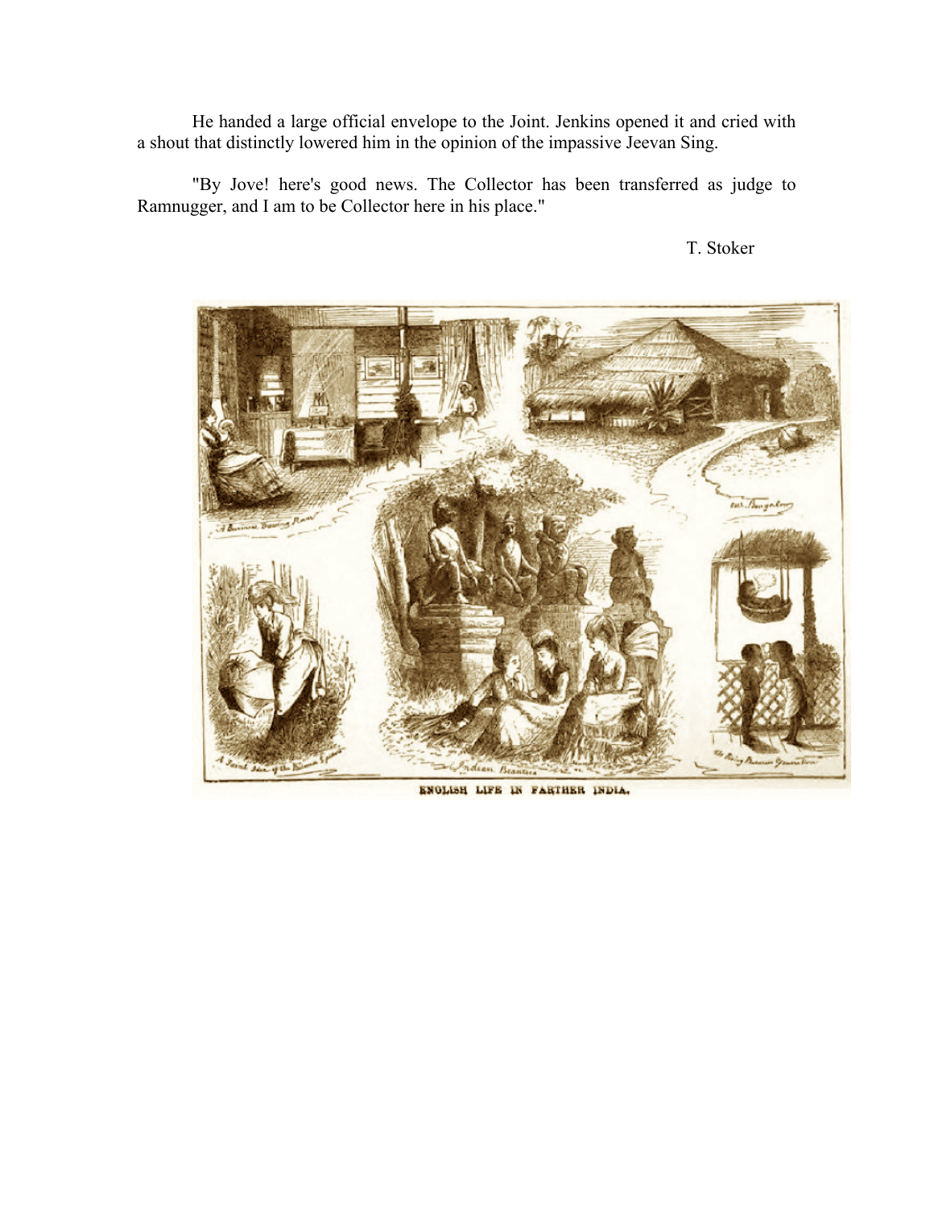He handed a large official envelope to the Joint. Jenkins opened it and cried with a shout that distinctly lowered him in the opinion of the impassive Jeevan Sing.

"By Jove! here's good news. The Collector has been transferred as judge to Ramnugger, and I am to be Collector here in his place."

T. Stoker

ENGLISH LIFE IN FARTHER INDIA.